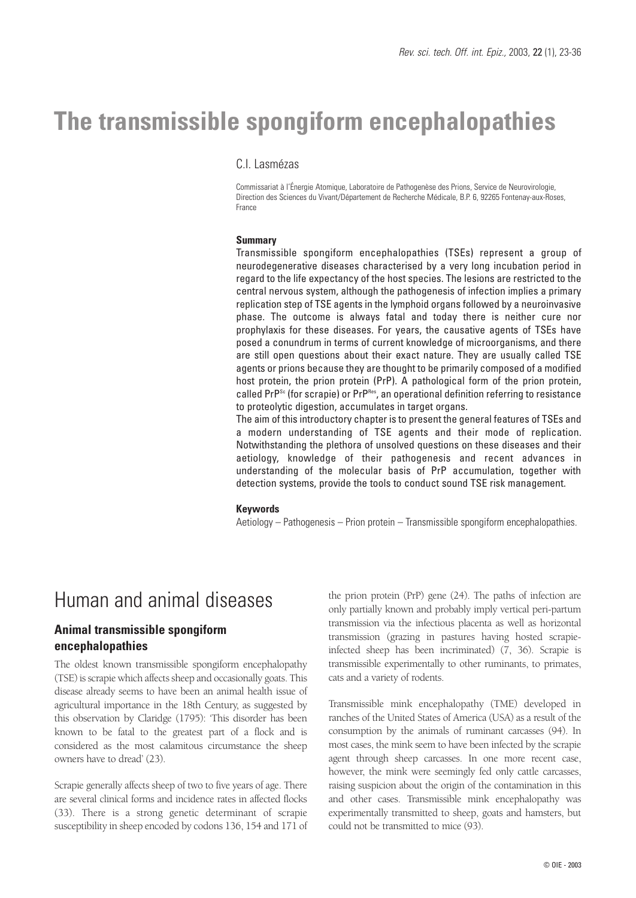# The transmissible spongiform encephalopathies

C.I. Lasmézas

Commissariat à l'Énergie Atomique, Laboratoire de Pathogenèse des Prions, Service de Neurovirologie, Direction des Sciences du Vivant/Département de Recherche Médicale, B.P. 6, 92265 Fontenay-aux-Roses, France

### Summary

Transmissible spongiform encephalopathies (TSEs) represent a group of neurodegenerative diseases characterised by a very long incubation period in regard to the life expectancy of the host species. The lesions are restricted to the central nervous system, although the pathogenesis of infection implies a primary replication step of TSE agents in the lymphoid organs followed by a neuroinvasive phase. The outcome is always fatal and today there is neither cure nor prophylaxis for these diseases. For years, the causative agents of TSEs have posed a conundrum in terms of current knowledge of microorganisms, and there are still open questions about their exact nature. They are usually called TSE agents or prions because they are thought to be primarily composed of a modified host protein, the prion protein (PrP). A pathological form of the prion protein, called $PrP^{Sc}$ (for scrapie) or $PrP^{Res}$, an operational definition referring to resistance to proteolytic digestion, accumulates in target organs.

The aim of this introductory chapter is to present the general features of TSEs and a modern understanding of TSE agents and their mode of replication. Notwithstanding the plethora of unsolved questions on these diseases and their aetiology, knowledge of their pathogenesis and recent advances in understanding of the molecular basis of PrP accumulation, together with detection systems, provide the tools to conduct sound TSE risk management.

### Keywords

Aetiology – Pathogenesis – Prion protein – Transmissible spongiform encephalopathies.

## Human and animal diseases

### Animal transmissible spongiform encephalopathies

The oldest known transmissible spongiform encephalopathy (TSE) is scrapie which affects sheep and occasionally goats. This disease already seems to have been an animal health issue of agricultural importance in the 18th Century, as suggested by this observation by Claridge (1795): 'This disorder has been known to be fatal to the greatest part of a flock and is considered as the most calamitous circumstance the sheep owners have to dread' (23).

Scrapie generally affects sheep of two to five years of age. There are several clinical forms and incidence rates in affected flocks (33). There is a strong genetic determinant of scrapie susceptibility in sheep encoded by codons 136, 154 and 171 of the prion protein (PrP) gene (24). The paths of infection are only partially known and probably imply vertical peri-partum transmission via the infectious placenta as well as horizontal transmission (grazing in pastures having hosted scrapie-infected sheep has been incriminated) (7, 36). Scrapie is transmissible experimentally to other ruminants, to primates, cats and a variety of rodents.

Transmissible mink encephalopathy (TME) developed in ranches of the United States of America (USA) as a result of the consumption by the animals of ruminant carcasses (94). In most cases, the mink seem to have been infected by the scrapie agent through sheep carcasses. In one more recent case, however, the mink were seemingly fed only cattle carcasses, raising suspicion about the origin of the contamination in this and other cases. Transmissible mink encephalopathy was experimentally transmitted to sheep, goats and hamsters, but could not be transmitted to mice (93).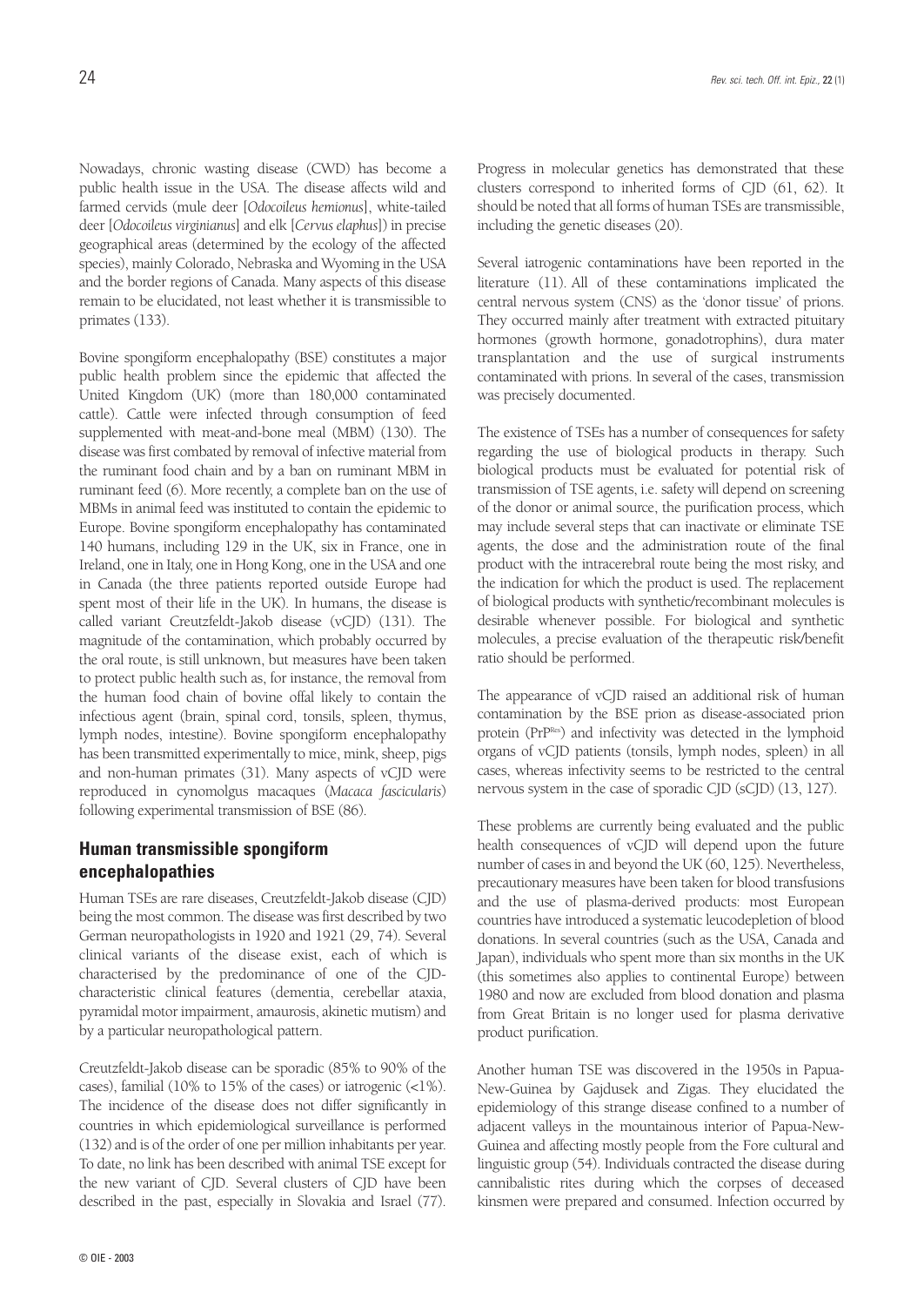Nowadays, chronic wasting disease (CWD) has become a public health issue in the USA. The disease affects wild and farmed cervids (mule deer [*Odocoileus hemionus*], white-tailed deer [*Odocoileus virginianus*] and elk [*Cervus elaphus*]) in precise geographical areas (determined by the ecology of the affected species), mainly Colorado, Nebraska and Wyoming in the USA and the border regions of Canada. Many aspects of this disease remain to be elucidated, not least whether it is transmissible to primates (133).

Bovine spongiform encephalopathy (BSE) constitutes a major public health problem since the epidemic that affected the United Kingdom (UK) (more than 180,000 contaminated cattle). Cattle were infected through consumption of feed supplemented with meat-and-bone meal (MBM) (130). The disease was first combated by removal of infective material from the ruminant food chain and by a ban on ruminant MBM in ruminant feed (6). More recently, a complete ban on the use of MBMs in animal feed was instituted to contain the epidemic to Europe. Bovine spongiform encephalopathy has contaminated 140 humans, including 129 in the UK, six in France, one in Ireland, one in Italy, one in Hong Kong, one in the USA and one in Canada (the three patients reported outside Europe had spent most of their life in the UK). In humans, the disease is called variant Creutzfeldt-Jakob disease (vCJD) (131). The magnitude of the contamination, which probably occurred by the oral route, is still unknown, but measures have been taken to protect public health such as, for instance, the removal from the human food chain of bovine offal likely to contain the infectious agent (brain, spinal cord, tonsils, spleen, thymus, lymph nodes, intestine). Bovine spongiform encephalopathy has been transmitted experimentally to mice, mink, sheep, pigs and non-human primates (31). Many aspects of vCJD were reproduced in cynomolgus macaques (*Macaca fascicularis*) following experimental transmission of BSE (86).

## Human transmissible spongiform encephalopathies

Human TSEs are rare diseases, Creutzfeldt-Jakob disease (CJD) being the most common. The disease was first described by two German neuropathologists in 1920 and 1921 (29, 74). Several clinical variants of the disease exist, each of which is characterised by the predominance of one of the CJD-characteristic clinical features (dementia, cerebellar ataxia, pyramidal motor impairment, amaurosis, akinetic mutism) and by a particular neuropathological pattern.

Creutzfeldt-Jakob disease can be sporadic (85% to 90% of the cases), familial (10% to 15% of the cases) or iatrogenic (<1%). The incidence of the disease does not differ significantly in countries in which epidemiological surveillance is performed (132) and is of the order of one per million inhabitants per year. To date, no link has been described with animal TSE except for the new variant of CJD. Several clusters of CJD have been described in the past, especially in Slovakia and Israel (77). Progress in molecular genetics has demonstrated that these clusters correspond to inherited forms of CJD (61, 62). It should be noted that all forms of human TSEs are transmissible, including the genetic diseases (20).

Several iatrogenic contaminations have been reported in the literature (11). All of these contaminations implicated the central nervous system (CNS) as the 'donor tissue' of prions. They occurred mainly after treatment with extracted pituitary hormones (growth hormone, gonadotrophins), dura mater transplantation and the use of surgical instruments contaminated with prions. In several of the cases, transmission was precisely documented.

The existence of TSEs has a number of consequences for safety regarding the use of biological products in therapy. Such biological products must be evaluated for potential risk of transmission of TSE agents, i.e. safety will depend on screening of the donor or animal source, the purification process, which may include several steps that can inactivate or eliminate TSE agents, the dose and the administration route of the final product with the intracerebral route being the most risky, and the indication for which the product is used. The replacement of biological products with synthetic/recombinant molecules is desirable whenever possible. For biological and synthetic molecules, a precise evaluation of the therapeutic risk/benefit ratio should be performed.

The appearance of vCJD raised an additional risk of human contamination by the BSE prion as disease-associated prion protein ($PrP^{Res}$) and infectivity was detected in the lymphoid organs of vCJD patients (tonsils, lymph nodes, spleen) in all cases, whereas infectivity seems to be restricted to the central nervous system in the case of sporadic CJD (sCJD) (13, 127).

These problems are currently being evaluated and the public health consequences of vCJD will depend upon the future number of cases in and beyond the UK (60, 125). Nevertheless, precautionary measures have been taken for blood transfusions and the use of plasma-derived products: most European countries have introduced a systematic leucodepletion of blood donations. In several countries (such as the USA, Canada and Japan), individuals who spent more than six months in the UK (this sometimes also applies to continental Europe) between 1980 and now are excluded from blood donation and plasma from Great Britain is no longer used for plasma derivative product purification.

Another human TSE was discovered in the 1950s in Papua-New-Guinea by Gajdusek and Zigas. They elucidated the epidemiology of this strange disease confined to a number of adjacent valleys in the mountainous interior of Papua-New-Guinea and affecting mostly people from the Fore cultural and linguistic group (54). Individuals contracted the disease during cannibalistic rites during which the corpses of deceased kinsmen were prepared and consumed. Infection occurred by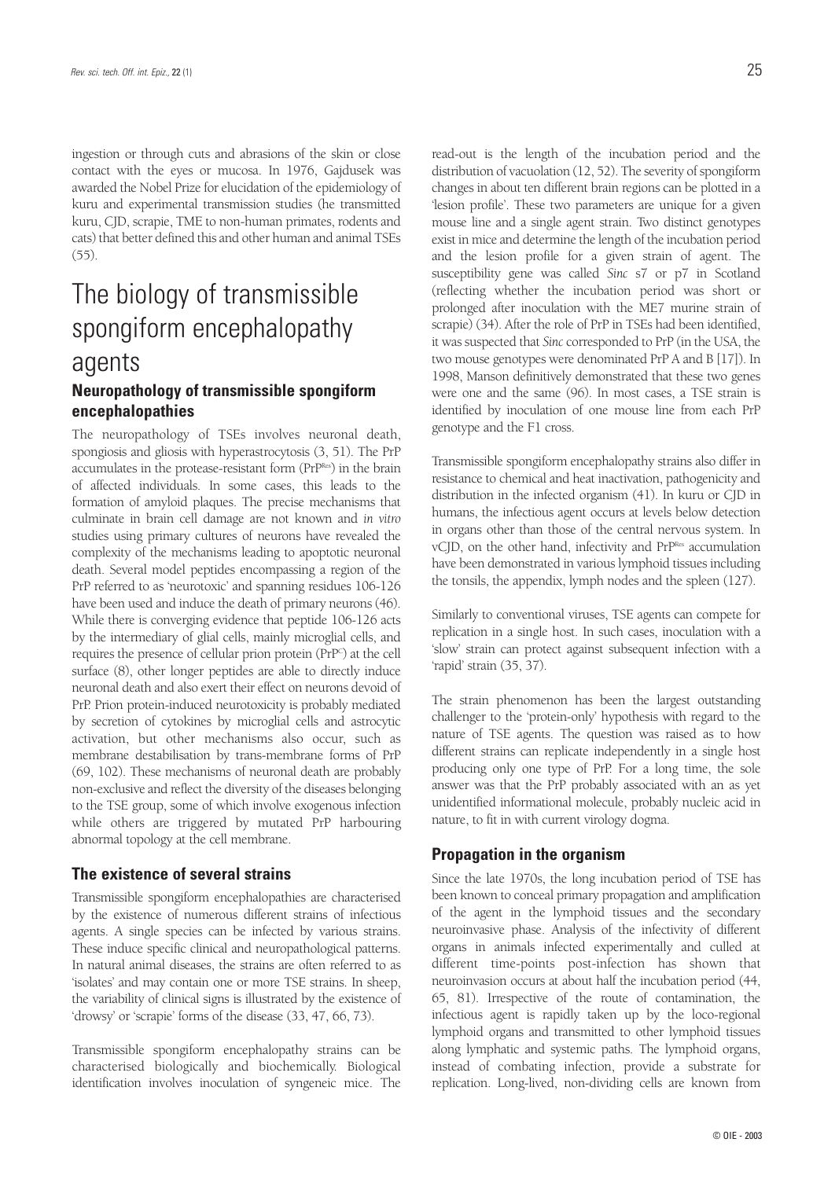ingestion or through cuts and abrasions of the skin or close contact with the eyes or mucosa. In 1976, Gajdusek was awarded the Nobel Prize for elucidation of the epidemiology of kuru and experimental transmission studies (he transmitted kuru, CJD, scrapie, TME to non-human primates, rodents and cats) that better defined this and other human and animal TSEs (55).

# The biology of transmissible spongiform encephalopathy agents

## Neuropathology of transmissible spongiform encephalopathies

The neuropathology of TSEs involves neuronal death, spongiosis and gliosis with hyperastrocytosis (3, 51). The PrP accumulates in the protease-resistant form ($PrP^{Res}$) in the brain of affected individuals. In some cases, this leads to the formation of amyloid plaques. The precise mechanisms that culminate in brain cell damage are not known and *in vitro* studies using primary cultures of neurons have revealed the complexity of the mechanisms leading to apoptotic neuronal death. Several model peptides encompassing a region of the PrP referred to as 'neurotoxic' and spanning residues 106-126 have been used and induce the death of primary neurons (46). While there is converging evidence that peptide 106-126 acts by the intermediary of glial cells, mainly microglial cells, and requires the presence of cellular prion protein ($PrP^C$) at the cell surface (8), other longer peptides are able to directly induce neuronal death and also exert their effect on neurons devoid of PrP. Prion protein-induced neurotoxicity is probably mediated by secretion of cytokines by microglial cells and astrocytic activation, but other mechanisms also occur, such as membrane destabilisation by trans-membrane forms of PrP (69, 102). These mechanisms of neuronal death are probably non-exclusive and reflect the diversity of the diseases belonging to the TSE group, some of which involve exogenous infection while others are triggered by mutated PrP harbouring abnormal topology at the cell membrane.

## The existence of several strains

Transmissible spongiform encephalopathies are characterised by the existence of numerous different strains of infectious agents. A single species can be infected by various strains. These induce specific clinical and neuropathological patterns. In natural animal diseases, the strains are often referred to as 'isolates' and may contain one or more TSE strains. In sheep, the variability of clinical signs is illustrated by the existence of 'drowsy' or 'scrapie' forms of the disease (33, 47, 66, 73).

Transmissible spongiform encephalopathy strains can be characterised biologically and biochemically. Biological identification involves inoculation of syngeneic mice. The read-out is the length of the incubation period and the distribution of vacuolation (12, 52). The severity of spongiform changes in about ten different brain regions can be plotted in a 'lesion profile'. These two parameters are unique for a given mouse line and a single agent strain. Two distinct genotypes exist in mice and determine the length of the incubation period and the lesion profile for a given strain of agent. The susceptibility gene was called *Sinc* s7 or p7 in Scotland (reflecting whether the incubation period was short or prolonged after inoculation with the ME7 murine strain of scrapie) (34). After the role of PrP in TSEs had been identified, it was suspected that *Sinc* corresponded to PrP (in the USA, the two mouse genotypes were denominated PrP A and B [17]). In 1998, Manson definitively demonstrated that these two genes were one and the same (96). In most cases, a TSE strain is identified by inoculation of one mouse line from each PrP genotype and the F1 cross.

Transmissible spongiform encephalopathy strains also differ in resistance to chemical and heat inactivation, pathogenicity and distribution in the infected organism (41). In kuru or CJD in humans, the infectious agent occurs at levels below detection in organs other than those of the central nervous system. In vCJD, on the other hand, infectivity and $PrP^{Res}$ accumulation have been demonstrated in various lymphoid tissues including the tonsils, the appendix, lymph nodes and the spleen (127).

Similarly to conventional viruses, TSE agents can compete for replication in a single host. In such cases, inoculation with a 'slow' strain can protect against subsequent infection with a 'rapid' strain (35, 37).

The strain phenomenon has been the largest outstanding challenger to the 'protein-only' hypothesis with regard to the nature of TSE agents. The question was raised as to how different strains can replicate independently in a single host producing only one type of PrP. For a long time, the sole answer was that the PrP probably associated with an as yet unidentified informational molecule, probably nucleic acid in nature, to fit in with current virology dogma.

## Propagation in the organism

Since the late 1970s, the long incubation period of TSE has been known to conceal primary propagation and amplification of the agent in the lymphoid tissues and the secondary neuroinvasive phase. Analysis of the infectivity of different organs in animals infected experimentally and culled at different time-points post-infection has shown that neuroinvasion occurs at about half the incubation period (44, 65, 81). Irrespective of the route of contamination, the infectious agent is rapidly taken up by the loco-regional lymphoid organs and transmitted to other lymphoid tissues along lymphatic and systemic paths. The lymphoid organs, instead of combating infection, provide a substrate for replication. Long-lived, non-dividing cells are known from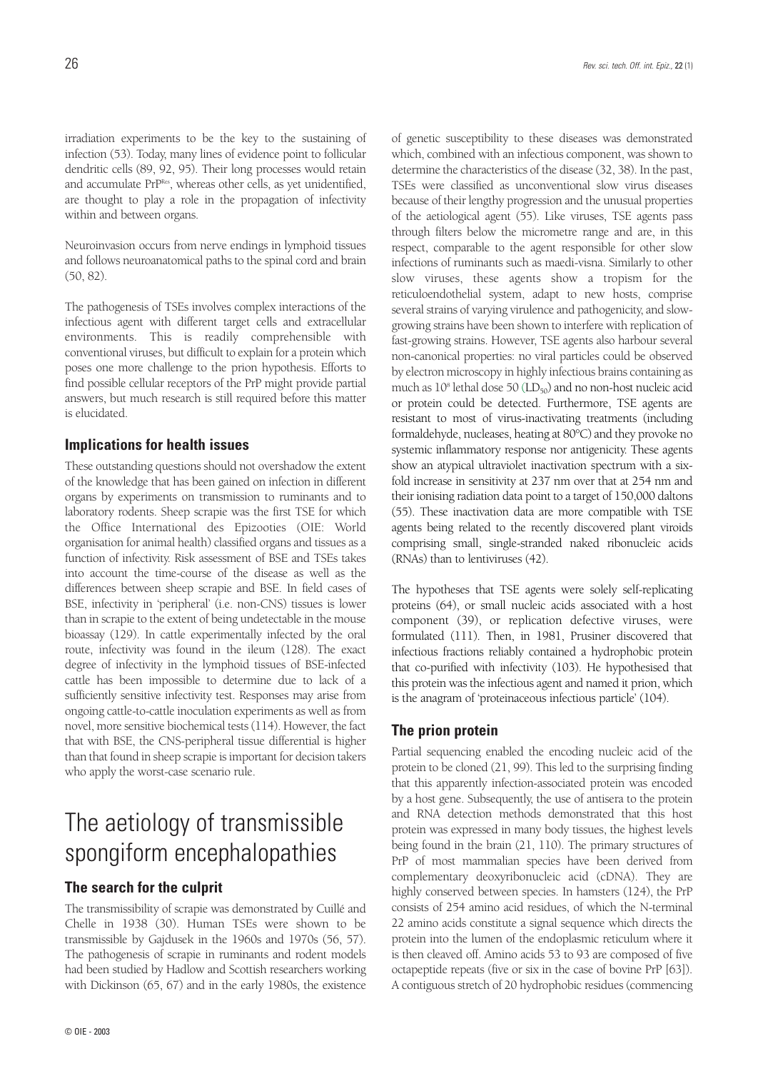irradiation experiments to be the key to the sustaining of infection (53). Today, many lines of evidence point to follicular dendritic cells (89, 92, 95). Their long processes would retain and accumulate $PrP^{Res}$, whereas other cells, as yet unidentified, are thought to play a role in the propagation of infectivity within and between organs.

Neuroinvasion occurs from nerve endings in lymphoid tissues and follows neuroanatomical paths to the spinal cord and brain (50, 82).

The pathogenesis of TSEs involves complex interactions of the infectious agent with different target cells and extracellular environments. This is readily comprehensible with conventional viruses, but difficult to explain for a protein which poses one more challenge to the prion hypothesis. Efforts to find possible cellular receptors of the PrP might provide partial answers, but much research is still required before this matter is elucidated.

### Implications for health issues

These outstanding questions should not overshadow the extent of the knowledge that has been gained on infection in different organs by experiments on transmission to ruminants and to laboratory rodents. Sheep scrapie was the first TSE for which the Office International des Epizooties (OIE: World organisation for animal health) classified organs and tissues as a function of infectivity. Risk assessment of BSE and TSEs takes into account the time-course of the disease as well as the differences between sheep scrapie and BSE. In field cases of BSE, infectivity in 'peripheral' (i.e. non-CNS) tissues is lower than in scrapie to the extent of being undetectable in the mouse bioassay (129). In cattle experimentally infected by the oral route, infectivity was found in the ileum (128). The exact degree of infectivity in the lymphoid tissues of BSE-infected cattle has been impossible to determine due to lack of a sufficiently sensitive infectivity test. Responses may arise from ongoing cattle-to-cattle inoculation experiments as well as from novel, more sensitive biochemical tests (114). However, the fact that with BSE, the CNS-peripheral tissue differential is higher than that found in sheep scrapie is important for decision takers who apply the worst-case scenario rule.

# The aetiology of transmissible spongiform encephalopathies

### The search for the culprit

The transmissibility of scrapie was demonstrated by Cuillé and Chelle in 1938 (30). Human TSEs were shown to be transmissible by Gajdusek in the 1960s and 1970s (56, 57). The pathogenesis of scrapie in ruminants and rodent models had been studied by Hadlow and Scottish researchers working with Dickinson (65, 67) and in the early 1980s, the existence of genetic susceptibility to these diseases was demonstrated which, combined with an infectious component, was shown to determine the characteristics of the disease (32, 38). In the past, TSEs were classified as unconventional slow virus diseases because of their lengthy progression and the unusual properties of the aetiological agent (55). Like viruses, TSE agents pass through filters below the micrometre range and are, in this respect, comparable to the agent responsible for other slow infections of ruminants such as maedi-visna. Similarly to other slow viruses, these agents show a tropism for the reticuloendothelial system, adapt to new hosts, comprise several strains of varying virulence and pathogenicity, and slow-growing strains have been shown to interfere with replication of fast-growing strains. However, TSE agents also harbour several non-canonical properties: no viral particles could be observed by electron microscopy in highly infectious brains containing as much as $10^8$ lethal dose 50 ($LD_{50}$) and no non-host nucleic acid or protein could be detected. Furthermore, TSE agents are resistant to most of virus-inactivating treatments (including formaldehyde, nucleases, heating at 80°C) and they provoke no systemic inflammatory response nor antigenicity. These agents show an atypical ultraviolet inactivation spectrum with a six-fold increase in sensitivity at 237 nm over that at 254 nm and their ionising radiation data point to a target of 150,000 daltons (55). These inactivation data are more compatible with TSE agents being related to the recently discovered plant viroids comprising small, single-stranded naked ribonucleic acids (RNAs) than to lentiviruses (42).

The hypotheses that TSE agents were solely self-replicating proteins (64), or small nucleic acids associated with a host component (39), or replication defective viruses, were formulated (111). Then, in 1981, Prusiner discovered that infectious fractions reliably contained a hydrophobic protein that co-purified with infectivity (103). He hypothesised that this protein was the infectious agent and named it prion, which is the anagram of 'proteinaceous infectious particle' (104).

### The prion protein

Partial sequencing enabled the encoding nucleic acid of the protein to be cloned (21, 99). This led to the surprising finding that this apparently infection-associated protein was encoded by a host gene. Subsequently, the use of antisera to the protein and RNA detection methods demonstrated that this host protein was expressed in many body tissues, the highest levels being found in the brain (21, 110). The primary structures of PrP of most mammalian species have been derived from complementary deoxyribonucleic acid (cDNA). They are highly conserved between species. In hamsters (124), the PrP consists of 254 amino acid residues, of which the N-terminal 22 amino acids constitute a signal sequence which directs the protein into the lumen of the endoplasmic reticulum where it is then cleaved off. Amino acids 53 to 93 are composed of five octapeptide repeats (five or six in the case of bovine PrP [63]). A contiguous stretch of 20 hydrophobic residues (commencing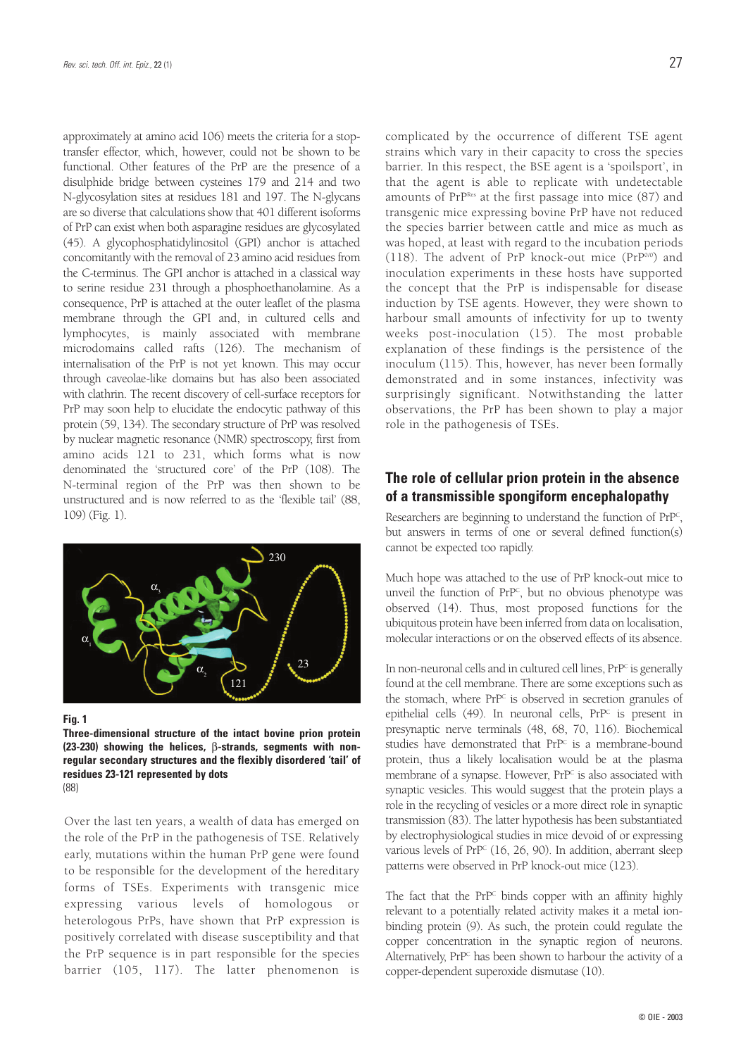approximately at amino acid 106) meets the criteria for a stop-transfer effector, which, however, could not be shown to be functional. Other features of the PrP are the presence of a disulphide bridge between cysteines 179 and 214 and two N-glycosylation sites at residues 181 and 197. The N-glycans are so diverse that calculations show that 401 different isoforms of PrP can exist when both asparagine residues are glycosylated (45). A glycophosphatidylinositol (GPI) anchor is attached concomitantly with the removal of 23 amino acid residues from the C-terminus. The GPI anchor is attached in a classical way to serine residue 231 through a phosphoethanolamine. As a consequence, PrP is attached at the outer leaflet of the plasma membrane through the GPI and, in cultured cells and lymphocytes, is mainly associated with membrane microdomains called rafts (126). The mechanism of internalisation of the PrP is not yet known. This may occur through caveolae-like domains but has also been associated with clathrin. The recent discovery of cell-surface receptors for PrP may soon help to elucidate the endocytic pathway of this protein (59, 134). The secondary structure of PrP was resolved by nuclear magnetic resonance (NMR) spectroscopy, first from amino acids 121 to 231, which forms what is now denominated the 'structured core' of the PrP (108). The N-terminal region of the PrP was then shown to be unstructured and is now referred to as the 'flexible tail' (88, 109) (Fig. 1).

**Fig. 1**
**Three-dimensional structure of the intact bovine prion protein (23-230) showing the helices, β-strands, segments with non-regular secondary structures and the flexibly disordered 'tail' of residues 23-121 represented by dots**
(88)

Over the last ten years, a wealth of data has emerged on the role of the PrP in the pathogenesis of TSE. Relatively early, mutations within the human PrP gene were found to be responsible for the development of the hereditary forms of TSEs. Experiments with transgenic mice expressing various levels of homologous or heterologous PrPs, have shown that PrP expression is positively correlated with disease susceptibility and that the PrP sequence is in part responsible for the species barrier (105, 117). The latter phenomenon is complicated by the occurrence of different TSE agent strains which vary in their capacity to cross the species barrier. In this respect, the BSE agent is a 'spoilsport', in that the agent is able to replicate with undetectable amounts of $PrP^{Res}$ at the first passage into mice (87) and transgenic mice expressing bovine PrP have not reduced the species barrier between cattle and mice as much as was hoped, at least with regard to the incubation periods (118). The advent of PrP knock-out mice ($PrP^{0/0}$) and inoculation experiments in these hosts have supported the concept that the PrP is indispensable for disease induction by TSE agents. However, they were shown to harbour small amounts of infectivity for up to twenty weeks post-inoculation (15). The most probable explanation of these findings is the persistence of the inoculum (115). This, however, has never been formally demonstrated and in some instances, infectivity was surprisingly significant. Notwithstanding the latter observations, the PrP has been shown to play a major role in the pathogenesis of TSEs.

## The role of cellular prion protein in the absence of a transmissible spongiform encephalopathy

Researchers are beginning to understand the function of $PrP^C$, but answers in terms of one or several defined function(s) cannot be expected too rapidly.

Much hope was attached to the use of PrP knock-out mice to unveil the function of $PrP^C$, but no obvious phenotype was observed (14). Thus, most proposed functions for the ubiquitous protein have been inferred from data on localisation, molecular interactions or on the observed effects of its absence.

In non-neuronal cells and in cultured cell lines, $PrP^C$ is generally found at the cell membrane. There are some exceptions such as the stomach, where $PrP^C$ is observed in secretion granules of epithelial cells (49). In neuronal cells, $PrP^C$ is present in presynaptic nerve terminals (48, 68, 70, 116). Biochemical studies have demonstrated that $PrP^C$ is a membrane-bound protein, thus a likely localisation would be at the plasma membrane of a synapse. However, $PrP^C$ is also associated with synaptic vesicles. This would suggest that the protein plays a role in the recycling of vesicles or a more direct role in synaptic transmission (83). The latter hypothesis has been substantiated by electrophysiological studies in mice devoid of or expressing various levels of $PrP^C$ (16, 26, 90). In addition, aberrant sleep patterns were observed in PrP knock-out mice (123).

The fact that the $PrP^C$ binds copper with an affinity highly relevant to a potentially related activity makes it a metal ion-binding protein (9). As such, the protein could regulate the copper concentration in the synaptic region of neurons. Alternatively, $PrP^C$ has been shown to harbour the activity of a copper-dependent superoxide dismutase (10).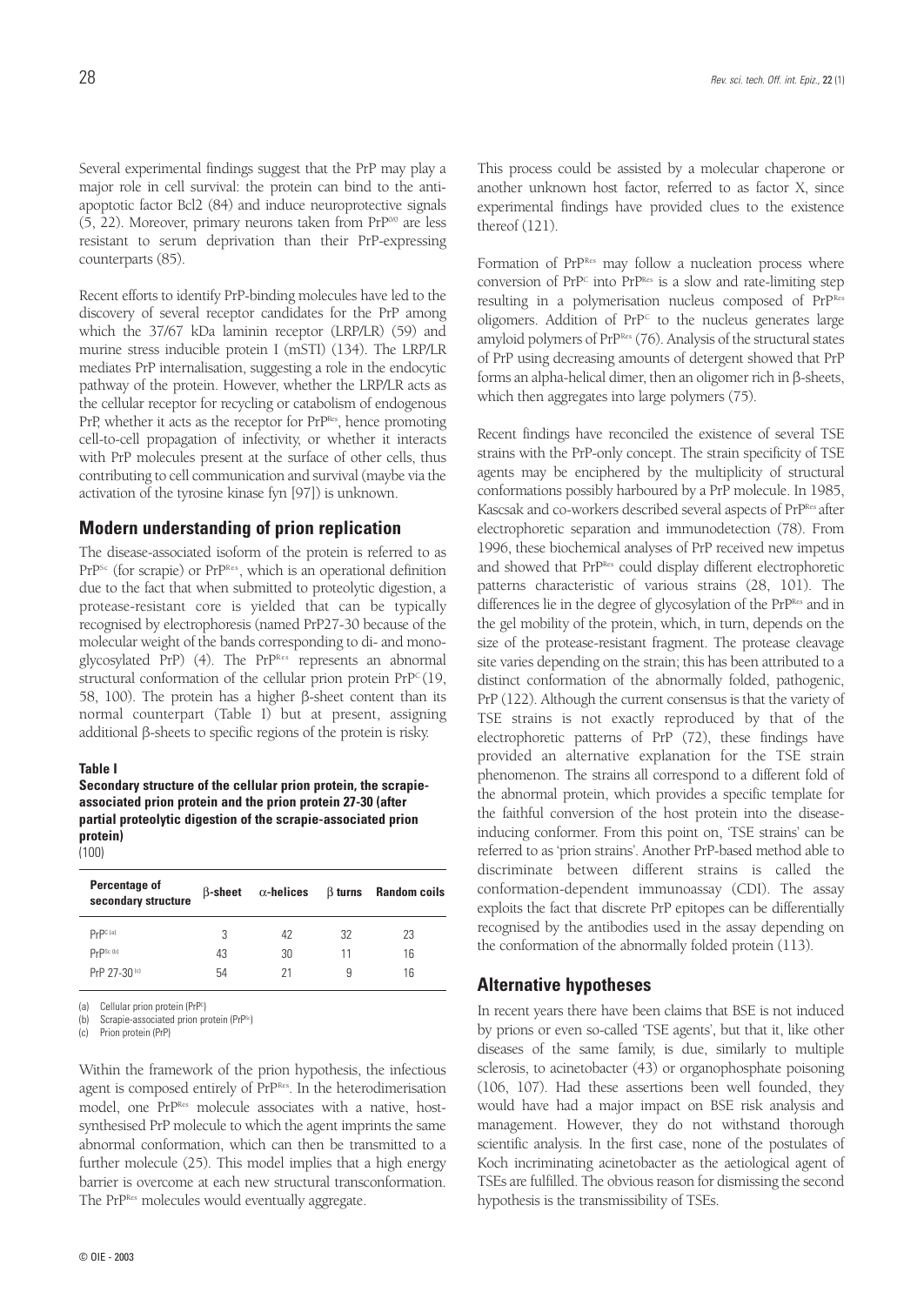Several experimental findings suggest that the PrP may play a major role in cell survival: the protein can bind to the anti-apoptotic factor Bcl2 (84) and induce neuroprotective signals (5, 22). Moreover, primary neurons taken from $PrP^{0/0}$ are less resistant to serum deprivation than their PrP-expressing counterparts (85).

Recent efforts to identify PrP-binding molecules have led to the discovery of several receptor candidates for the PrP among which the 37/67 kDa laminin receptor (LRP/LR) (59) and murine stress inducible protein I (mSTI) (134). The LRP/LR mediates PrP internalisation, suggesting a role in the endocytic pathway of the protein. However, whether the LRP/LR acts as the cellular receptor for recycling or catabolism of endogenous PrP, whether it acts as the receptor for $PrP^{Res}$, hence promoting cell-to-cell propagation of infectivity, or whether it interacts with PrP molecules present at the surface of other cells, thus contributing to cell communication and survival (maybe via the activation of the tyrosine kinase fyn [97]) is unknown.

## Modern understanding of prion replication

The disease-associated isoform of the protein is referred to as $PrP^{Sc}$ (for scrapie) or $PrP^{Res}$, which is an operational definition due to the fact that when submitted to proteolytic digestion, a protease-resistant core is yielded that can be typically recognised by electrophoresis (named PrP27-30 because of the molecular weight of the bands corresponding to di- and mono-glycosylated PrP) (4). The $PrP^{Res}$ represents an abnormal structural conformation of the cellular prion protein $PrP^{C}$ (19, 58, 100). The protein has a higher β-sheet content than its normal counterpart (Table I) but at present, assigning additional β-sheets to specific regions of the protein is risky.

**Table I**
**Secondary structure of the cellular prion protein, the scrapie-associated prion protein and the prion protein 27-30 (after partial proteolytic digestion of the scrapie-associated prion protein)**
(100)

| Percentage of secondary structure | β-sheet | α-helices | β turns | Random coils |
|---|---|---|---|---|
| $PrP^{C}$ (a) | 3 | 42 | 32 | 23 |
| $PrP^{Sc}$ (b) | 43 | 30 | 11 | 16 |
| PrP 27-30 (c) | 54 | 21 | 9 | 16 |

(a) Cellular prion protein ($PrP^{C}$)
(b) Scrapie-associated prion protein ($PrP^{Sc}$)
(c) Prion protein (PrP)

Within the framework of the prion hypothesis, the infectious agent is composed entirely of $PrP^{Res}$. In the heterodimerisation model, one $PrP^{Res}$ molecule associates with a native, host-synthesised PrP molecule to which the agent imprints the same abnormal conformation, which can then be transmitted to a further molecule (25). This model implies that a high energy barrier is overcome at each new structural transconformation. The $PrP^{Res}$ molecules would eventually aggregate.

This process could be assisted by a molecular chaperone or another unknown host factor, referred to as factor X, since experimental findings have provided clues to the existence thereof (121).

Formation of $PrP^{Res}$ may follow a nucleation process where conversion of $PrP^{C}$ into $PrP^{Res}$ is a slow and rate-limiting step resulting in a polymerisation nucleus composed of $PrP^{Res}$ oligomers. Addition of $PrP^{C}$ to the nucleus generates large amyloid polymers of $PrP^{Res}$ (76). Analysis of the structural states of PrP using decreasing amounts of detergent showed that PrP forms an alpha-helical dimer, then an oligomer rich in β-sheets, which then aggregates into large polymers (75).

Recent findings have reconciled the existence of several TSE strains with the PrP-only concept. The strain specificity of TSE agents may be enciphered by the multiplicity of structural conformations possibly harboured by a PrP molecule. In 1985, Kascsak and co-workers described several aspects of $PrP^{Res}$ after electrophoretic separation and immunodetection (78). From 1996, these biochemical analyses of PrP received new impetus and showed that $PrP^{Res}$ could display different electrophoretic patterns characteristic of various strains (28, 101). The differences lie in the degree of glycosylation of the $PrP^{Res}$ and in the gel mobility of the protein, which, in turn, depends on the size of the protease-resistant fragment. The protease cleavage site varies depending on the strain; this has been attributed to a distinct conformation of the abnormally folded, pathogenic, PrP (122). Although the current consensus is that the variety of TSE strains is not exactly reproduced by that of the electrophoretic patterns of PrP (72), these findings have provided an alternative explanation for the TSE strain phenomenon. The strains all correspond to a different fold of the abnormal protein, which provides a specific template for the faithful conversion of the host protein into the disease-inducing conformer. From this point on, 'TSE strains' can be referred to as 'prion strains'. Another PrP-based method able to discriminate between different strains is called the conformation-dependent immunoassay (CDI). The assay exploits the fact that discrete PrP epitopes can be differentially recognised by the antibodies used in the assay depending on the conformation of the abnormally folded protein (113).

## Alternative hypotheses

In recent years there have been claims that BSE is not induced by prions or even so-called 'TSE agents', but that it, like other diseases of the same family, is due, similarly to multiple sclerosis, to acinetobacter (43) or organophosphate poisoning (106, 107). Had these assertions been well founded, they would have had a major impact on BSE risk analysis and management. However, they do not withstand thorough scientific analysis. In the first case, none of the postulates of Koch incriminating acinetobacter as the aetiological agent of TSEs are fulfilled. The obvious reason for dismissing the second hypothesis is the transmissibility of TSEs.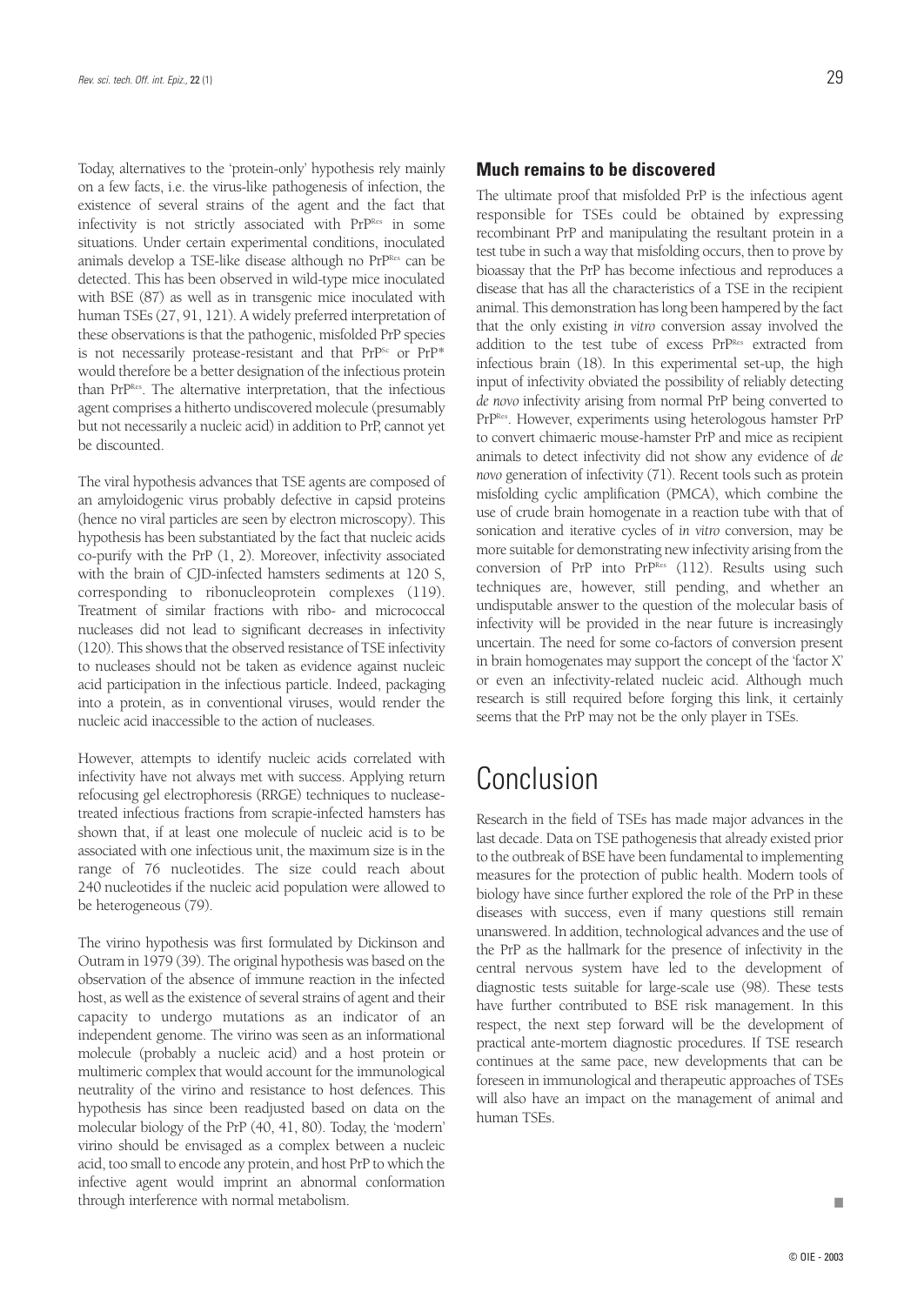Today, alternatives to the 'protein-only' hypothesis rely mainly on a few facts, i.e. the virus-like pathogenesis of infection, the existence of several strains of the agent and the fact that infectivity is not strictly associated with $PrP^{Res}$ in some situations. Under certain experimental conditions, inoculated animals develop a TSE-like disease although no $PrP^{Res}$ can be detected. This has been observed in wild-type mice inoculated with BSE (87) as well as in transgenic mice inoculated with human TSEs (27, 91, 121). A widely preferred interpretation of these observations is that the pathogenic, misfolded PrP species is not necessarily protease-resistant and that $PrP^{Sc}$ or PrP* would therefore be a better designation of the infectious protein than $PrP^{Res}$. The alternative interpretation, that the infectious agent comprises a hitherto undiscovered molecule (presumably but not necessarily a nucleic acid) in addition to PrP, cannot yet be discounted.

The viral hypothesis advances that TSE agents are composed of an amyloidogenic virus probably defective in capsid proteins (hence no viral particles are seen by electron microscopy). This hypothesis has been substantiated by the fact that nucleic acids co-purify with the PrP (1, 2). Moreover, infectivity associated with the brain of CJD-infected hamsters sediments at 120 S, corresponding to ribonucleoprotein complexes (119). Treatment of similar fractions with ribo- and micrococcal nucleases did not lead to significant decreases in infectivity (120). This shows that the observed resistance of TSE infectivity to nucleases should not be taken as evidence against nucleic acid participation in the infectious particle. Indeed, packaging into a protein, as in conventional viruses, would render the nucleic acid inaccessible to the action of nucleases.

However, attempts to identify nucleic acids correlated with infectivity have not always met with success. Applying return refocusing gel electrophoresis (RRGE) techniques to nuclease-treated infectious fractions from scrapie-infected hamsters has shown that, if at least one molecule of nucleic acid is to be associated with one infectious unit, the maximum size is in the range of 76 nucleotides. The size could reach about 240 nucleotides if the nucleic acid population were allowed to be heterogeneous (79).

The virino hypothesis was first formulated by Dickinson and Outram in 1979 (39). The original hypothesis was based on the observation of the absence of immune reaction in the infected host, as well as the existence of several strains of agent and their capacity to undergo mutations as an indicator of an independent genome. The virino was seen as an informational molecule (probably a nucleic acid) and a host protein or multimeric complex that would account for the immunological neutrality of the virino and resistance to host defences. This hypothesis has since been readjusted based on data on the molecular biology of the PrP (40, 41, 80). Today, the 'modern' virino should be envisaged as a complex between a nucleic acid, too small to encode any protein, and host PrP to which the infective agent would imprint an abnormal conformation through interference with normal metabolism.

### Much remains to be discovered

The ultimate proof that misfolded PrP is the infectious agent responsible for TSEs could be obtained by expressing recombinant PrP and manipulating the resultant protein in a test tube in such a way that misfolding occurs, then to prove by bioassay that the PrP has become infectious and reproduces a disease that has all the characteristics of a TSE in the recipient animal. This demonstration has long been hampered by the fact that the only existing *in vitro* conversion assay involved the addition to the test tube of excess $PrP^{Res}$ extracted from infectious brain (18). In this experimental set-up, the high input of infectivity obviated the possibility of reliably detecting *de novo* infectivity arising from normal PrP being converted to $PrP^{Res}$. However, experiments using heterologous hamster PrP to convert chimaeric mouse-hamster PrP and mice as recipient animals to detect infectivity did not show any evidence of *de novo* generation of infectivity (71). Recent tools such as protein misfolding cyclic amplification (PMCA), which combine the use of crude brain homogenate in a reaction tube with that of sonication and iterative cycles of *in vitro* conversion, may be more suitable for demonstrating new infectivity arising from the conversion of PrP into $PrP^{Res}$ (112). Results using such techniques are, however, still pending, and whether an undisputable answer to the question of the molecular basis of infectivity will be provided in the near future is increasingly uncertain. The need for some co-factors of conversion present in brain homogenates may support the concept of the 'factor X' or even an infectivity-related nucleic acid. Although much research is still required before forging this link, it certainly seems that the PrP may not be the only player in TSEs.

# Conclusion

Research in the field of TSEs has made major advances in the last decade. Data on TSE pathogenesis that already existed prior to the outbreak of BSE have been fundamental to implementing measures for the protection of public health. Modern tools of biology have since further explored the role of the PrP in these diseases with success, even if many questions still remain unanswered. In addition, technological advances and the use of the PrP as the hallmark for the presence of infectivity in the central nervous system have led to the development of diagnostic tests suitable for large-scale use (98). These tests have further contributed to BSE risk management. In this respect, the next step forward will be the development of practical ante-mortem diagnostic procedures. If TSE research continues at the same pace, new developments that can be foreseen in immunological and therapeutic approaches of TSEs will also have an impact on the management of animal and human TSEs.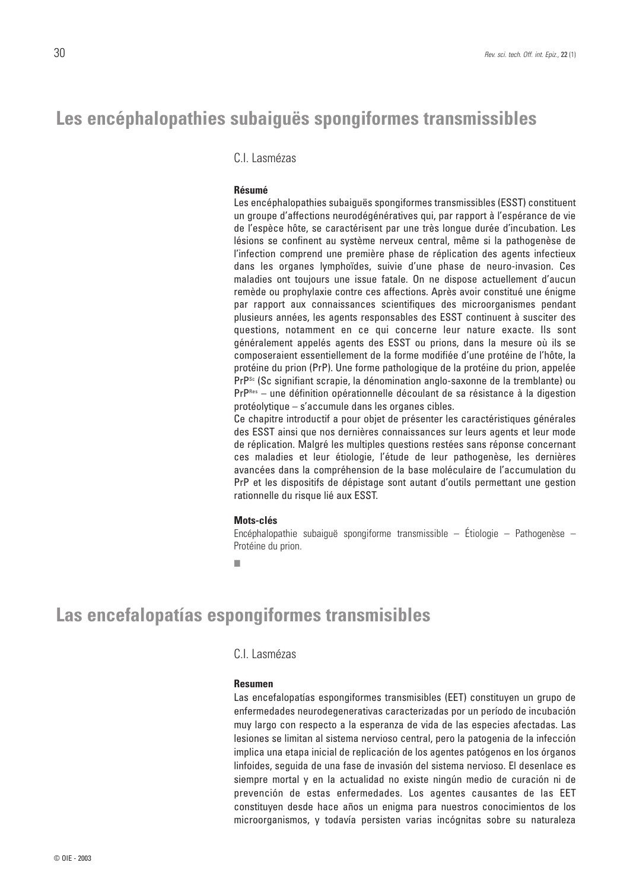# Les encéphalopathies subaiguës spongiformes transmissibles

C.I. Lasmézas

**Résumé**

Les encéphalopathies subaiguës spongiformes transmissibles (ESST) constituent un groupe d'affections neurodégénératives qui, par rapport à l'espérance de vie de l'espèce hôte, se caractérisent par une très longue durée d'incubation. Les lésions se confinent au système nerveux central, même si la pathogenèse de l'infection comprend une première phase de réplication des agents infectieux dans les organes lymphoïdes, suivie d'une phase de neuro-invasion. Ces maladies ont toujours une issue fatale. On ne dispose actuellement d'aucun remède ou prophylaxie contre ces affections. Après avoir constitué une énigme par rapport aux connaissances scientifiques des microorganismes pendant plusieurs années, les agents responsables des ESST continuent à susciter des questions, notamment en ce qui concerne leur nature exacte. Ils sont généralement appelés agents des ESST ou prions, dans la mesure où ils se composeraient essentiellement de la forme modifiée d'une protéine de l'hôte, la protéine du prion (PrP). Une forme pathologique de la protéine du prion, appelée $PrP^{Sc}$ (Sc signifiant scrapie, la dénomination anglo-saxonne de la tremblante) ou $PrP^{Res}$ – une définition opérationnelle découlant de sa résistance à la digestion protéolytique – s'accumule dans les organes cibles.

Ce chapitre introductif a pour objet de présenter les caractéristiques générales des ESST ainsi que nos dernières connaissances sur leurs agents et leur mode de réplication. Malgré les multiples questions restées sans réponse concernant ces maladies et leur étiologie, l'étude de leur pathogenèse, les dernières avancées dans la compréhension de la base moléculaire de l'accumulation du PrP et les dispositifs de dépistage sont autant d'outils permettant une gestion rationnelle du risque lié aux ESST.

**Mots-clés**

Encéphalopathie subaiguë spongiforme transmissible – Étiologie – Pathogenèse – Protéine du prion.

■

# Las encefalopatías espongiformes transmisibles

C.I. Lasmézas

**Resumen**

Las encefalopatías espongiformes transmisibles (EET) constituyen un grupo de enfermedades neurodegenerativas caracterizadas por un período de incubación muy largo con respecto a la esperanza de vida de las especies afectadas. Las lesiones se limitan al sistema nervioso central, pero la patogenia de la infección implica una etapa inicial de replicación de los agentes patógenos en los órganos linfoides, seguida de una fase de invasión del sistema nervioso. El desenlace es siempre mortal y en la actualidad no existe ningún medio de curación ni de prevención de estas enfermedades. Los agentes causantes de las EET constituyen desde hace años un enigma para nuestros conocimientos de los microorganismos, y todavía persisten varias incógnitas sobre su naturaleza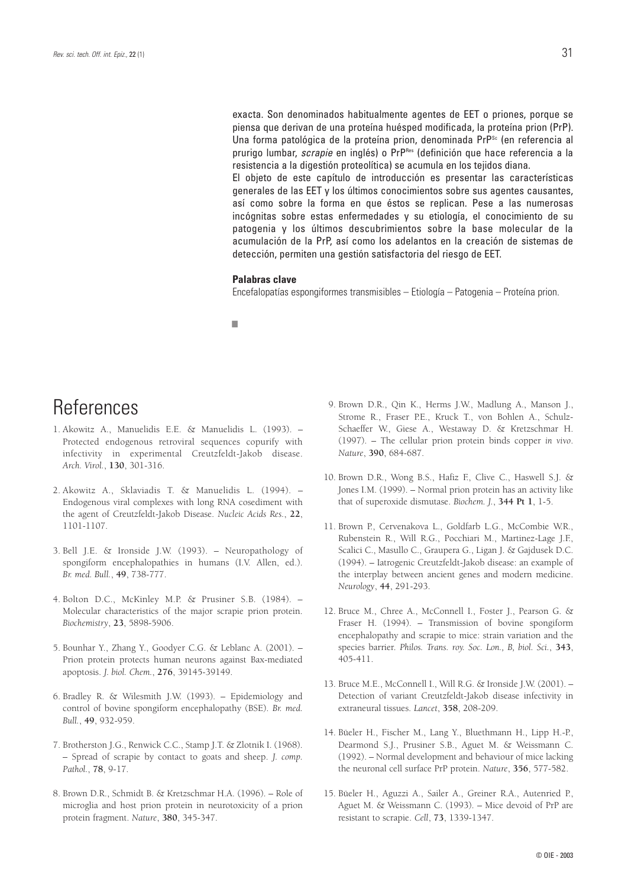exacta. Son denominados habitualmente agentes de EET o priones, porque se piensa que derivan de una proteína huésped modificada, la proteína prion (PrP). Una forma patológica de la proteína prion, denominada $PrP^{Sc}$ (en referencia al prurigo lumbar, *scrapie* en inglés) o $PrP^{Res}$ (definición que hace referencia a la resistencia a la digestión proteolítica) se acumula en los tejidos diana.

El objeto de este capítulo de introducción es presentar las características generales de las EET y los últimos conocimientos sobre sus agentes causantes, así como sobre la forma en que éstos se replican. Pese a las numerosas incógnitas sobre estas enfermedades y su etiología, el conocimiento de su patogenia y los últimos descubrimientos sobre la base molecular de la acumulación de la PrP, así como los adelantos en la creación de sistemas de detección, permiten una gestión satisfactoria del riesgo de EET.

**Palabras clave**

Encefalopatías espongiformes transmisibles – Etiología – Patogenia – Proteína prion.

# References

1. Akowitz A., Manuelidis E.E. & Manuelidis L. (1993). – Protected endogenous retroviral sequences copurify with infectivity in experimental Creutzfeldt-Jakob disease. *Arch. Virol.*, **130**, 301-316.

2. Akowitz A., Sklaviadis T. & Manuelidis L. (1994). – Endogenous viral complexes with long RNA cosediment with the agent of Creutzfeldt-Jakob Disease. *Nucleic Acids Res.*, **22**, 1101-1107.

3. Bell J.E. & Ironside J.W. (1993). – Neuropathology of spongiform encephalopathies in humans (I.V. Allen, ed.). *Br. med. Bull.*, **49**, 738-777.

4. Bolton D.C., McKinley M.P. & Prusiner S.B. (1984). – Molecular characteristics of the major scrapie prion protein. *Biochemistry*, **23**, 5898-5906.

5. Bounhar Y., Zhang Y., Goodyer C.G. & Leblanc A. (2001). – Prion protein protects human neurons against Bax-mediated apoptosis. *J. biol. Chem.*, **276**, 39145-39149.

6. Bradley R. & Wilesmith J.W. (1993). – Epidemiology and control of bovine spongiform encephalopathy (BSE). *Br. med. Bull.*, **49**, 932-959.

7. Brotherston J.G., Renwick C.C., Stamp J.T. & Zlotnik I. (1968). – Spread of scrapie by contact to goats and sheep. *J. comp. Pathol.*, **78**, 9-17.

8. Brown D.R., Schmidt B. & Kretzschmar H.A. (1996). – Role of microglia and host prion protein in neurotoxicity of a prion protein fragment. *Nature*, **380**, 345-347.

9. Brown D.R., Qin K., Herms J.W., Madlung A., Manson J., Strome R., Fraser P.E., Kruck T., von Bohlen A., Schulz-Schaeffer W., Giese A., Westaway D. & Kretzschmar H. (1997). – The cellular prion protein binds copper *in vivo*. *Nature*, **390**, 684-687.

10. Brown D.R., Wong B.S., Hafiz F., Clive C., Haswell S.J. & Jones I.M. (1999). – Normal prion protein has an activity like that of superoxide dismutase. *Biochem. J.*, **344 Pt 1**, 1-5.

11. Brown P., Cervenakova L., Goldfarb L.G., McCombie W.R., Rubenstein R., Will R.G., Pocchiari M., Martinez-Lage J.F., Scalici C., Masullo C., Graupera G., Ligan J. & Gajdusek D.C. (1994). – Iatrogenic Creutzfeldt-Jakob disease: an example of the interplay between ancient genes and modern medicine. *Neurology*, **44**, 291-293.

12. Bruce M., Chree A., McConnell I., Foster J., Pearson G. & Fraser H. (1994). – Transmission of bovine spongiform encephalopathy and scrapie to mice: strain variation and the species barrier. *Philos. Trans. roy. Soc. Lon., B, biol. Sci.*, **343**, 405-411.

13. Bruce M.E., McConnell I., Will R.G. & Ironside J.W. (2001). – Detection of variant Creutzfeldt-Jakob disease infectivity in extraneural tissues. *Lancet*, **358**, 208-209.

14. Büeler H., Fischer M., Lang Y., Bluethmann H., Lipp H.-P., Dearmond S.J., Prusiner S.B., Aguet M. & Weissmann C. (1992). – Normal development and behaviour of mice lacking the neuronal cell surface PrP protein. *Nature*, **356**, 577-582.

15. Büeler H., Aguzzi A., Sailer A., Greiner R.A., Autenried P., Aguet M. & Weissmann C. (1993). – Mice devoid of PrP are resistant to scrapie. *Cell*, **73**, 1339-1347.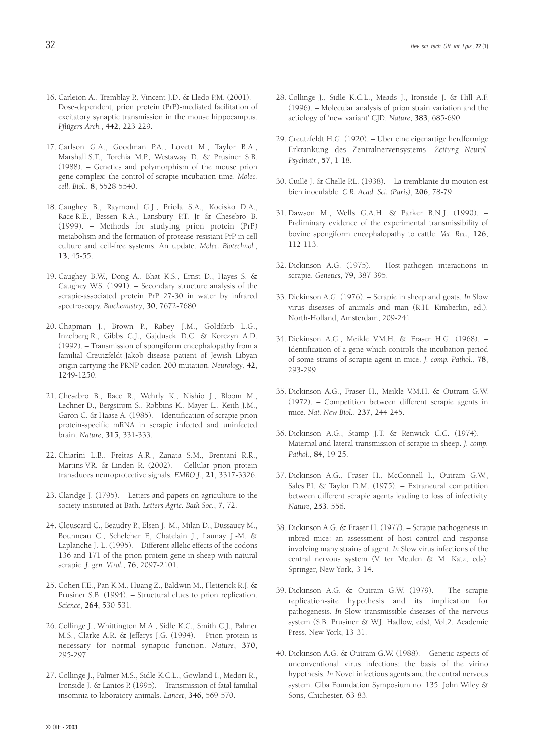16. Carleton A., Tremblay P., Vincent J.D. & Lledo P.M. (2001). – Dose-dependent, prion protein (PrP)-mediated facilitation of excitatory synaptic transmission in the mouse hippocampus. *Pflügers Arch.*, **442**, 223-229.

17. Carlson G.A., Goodman P.A., Lovett M., Taylor B.A., Marshall S.T., Torchia M.P., Westaway D. & Prusiner S.B. (1988). – Genetics and polymorphism of the mouse prion gene complex: the control of scrapie incubation time. *Molec. cell. Biol.*, **8**, 5528-5540.

18. Caughey B., Raymond G.J., Priola S.A., Kocisko D.A., Race R.E., Bessen R.A., Lansbury P.T. Jr & Chesebro B. (1999). – Methods for studying prion protein (PrP) metabolism and the formation of protease-resistant PrP in cell culture and cell-free systems. An update. *Molec. Biotechnol.*, **13**, 45-55.

19. Caughey B.W., Dong A., Bhat K.S., Ernst D., Hayes S. & Caughey W.S. (1991). – Secondary structure analysis of the scrapie-associated protein PrP 27-30 in water by infrared spectroscopy. *Biochemistry*, **30**, 7672-7680.

20. Chapman J., Brown P., Rabey J.M., Goldfarb L.G., Inzelberg R., Gibbs C.J., Gajdusek D.C. & Korczyn A.D. (1992). – Transmission of spongiform encephalopathy from a familial Creutzfeldt-Jakob disease patient of Jewish Libyan origin carrying the PRNP codon-200 mutation. *Neurology*, **42**, 1249-1250.

21. Chesebro B., Race R., Wehrly K., Nishio J., Bloom M., Lechner D., Bergstrom S., Robbins K., Mayer L., Keith J.M., Garon C. & Haase A. (1985). – Identification of scrapie prion protein-specific mRNA in scrapie infected and uninfected brain. *Nature*, **315**, 331-333.

22. Chiarini L.B., Freitas A.R., Zanata S.M., Brentani R.R., Martins V.R. & Linden R. (2002). – Cellular prion protein transduces neuroprotective signals. *EMBO J.*, **21**, 3317-3326.

23. Claridge J. (1795). – Letters and papers on agriculture to the society instituted at Bath. *Letters Agric. Bath Soc.*, **7**, 72.

24. Clouscard C., Beaudry P., Elsen J.-M., Milan D., Dussaucy M., Bounneau C., Schelcher F., Chatelain J., Launay J.-M. & Laplanche J.-L. (1995). – Different allelic effects of the codons 136 and 171 of the prion protein gene in sheep with natural scrapie. *J. gen. Virol.*, **76**, 2097-2101.

25. Cohen F.E., Pan K.M., Huang Z., Baldwin M., Fletterick R.J. & Prusiner S.B. (1994). – Structural clues to prion replication. *Science*, **264**, 530-531.

26. Collinge J., Whittington M.A., Sidle K.C., Smith C.J., Palmer M.S., Clarke A.R. & Jefferys J.G. (1994). – Prion protein is necessary for normal synaptic function. *Nature*, **370**, 295-297.

27. Collinge J., Palmer M.S., Sidle K.C.L., Gowland I., Medori R., Ironside J. & Lantos P. (1995). – Transmission of fatal familial insomnia to laboratory animals. *Lancet*, **346**, 569-570.

28. Collinge J., Sidle K.C.L., Meads J., Ironside J. & Hill A.F. (1996). – Molecular analysis of prion strain variation and the aetiology of 'new variant' CJD. *Nature*, **383**, 685-690.

29. Creutzfeldt H.G. (1920). – Uber eine eigenartige herdformige Erkrankung des Zentralnervensystems. *Zeitung Neurol. Psychiatr.*, **57**, 1-18.

30. Cuillé J. & Chelle P.L. (1938). – La tremblante du mouton est bien inoculable. *C.R. Acad. Sci. (Paris)*, **206**, 78-79.

31. Dawson M., Wells G.A.H. & Parker B.N.J. (1990). – Preliminary evidence of the experimental transmissibility of bovine spongiform encephalopathy to cattle. *Vet. Rec.*, **126**, 112-113.

32. Dickinson A.G. (1975). – Host-pathogen interactions in scrapie. *Genetics*, **79**, 387-395.

33. Dickinson A.G. (1976). – Scrapie in sheep and goats. *In* Slow virus diseases of animals and man (R.H. Kimberlin, ed.). North-Holland, Amsterdam, 209-241.

34. Dickinson A.G., Meikle V.M.H. & Fraser H.G. (1968). – Identification of a gene which controls the incubation period of some strains of scrapie agent in mice. *J. comp. Pathol.*, **78**, 293-299.

35. Dickinson A.G., Fraser H., Meikle V.M.H. & Outram G.W. (1972). – Competition between different scrapie agents in mice. *Nat. New Biol.*, **237**, 244-245.

36. Dickinson A.G., Stamp J.T. & Renwick C.C. (1974). – Maternal and lateral transmission of scrapie in sheep. *J. comp. Pathol.*, **84**, 19-25.

37. Dickinson A.G., Fraser H., McConnell I., Outram G.W., Sales P.I. & Taylor D.M. (1975). – Extraneural competition between different scrapie agents leading to loss of infectivity. *Nature*, **253**, 556.

38. Dickinson A.G. & Fraser H. (1977). – Scrapie pathogenesis in inbred mice: an assessment of host control and response involving many strains of agent. *In* Slow virus infections of the central nervous system (V. ter Meulen & M. Katz, eds). Springer, New York, 3-14.

39. Dickinson A.G. & Outram G.W. (1979). – The scrapie replication-site hypothesis and its implication for pathogenesis. *In* Slow transmissible diseases of the nervous system (S.B. Prusiner & W.J. Hadlow, eds), Vol.2. Academic Press, New York, 13-31.

40. Dickinson A.G. & Outram G.W. (1988). – Genetic aspects of unconventional virus infections: the basis of the virino hypothesis. *In* Novel infectious agents and the central nervous system. Ciba Foundation Symposium no. 135. John Wiley & Sons, Chichester, 63-83.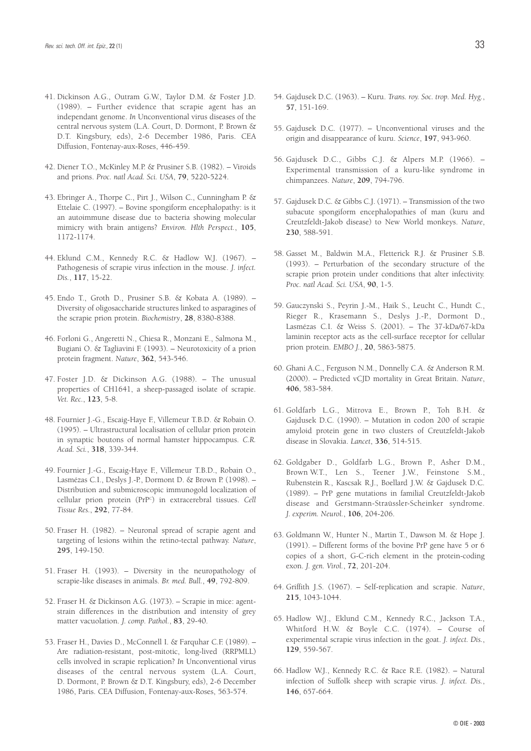41. Dickinson A.G., Outram G.W., Taylor D.M. & Foster J.D. (1989). – Further evidence that scrapie agent has an independant genome. *In* Unconventional virus diseases of the central nervous system (L.A. Court, D. Dormont, P. Brown & D.T. Kingsbury, eds), 2-6 December 1986, Paris. CEA Diffusion, Fontenay-aux-Roses, 446-459.

42. Diener T.O., McKinley M.P. & Prusiner S.B. (1982). – Viroids and prions. *Proc. natl Acad. Sci. USA*, **79**, 5220-5224.

43. Ebringer A., Thorpe C., Pirt J., Wilson C., Cunningham P. & Ettelaie C. (1997). – Bovine spongiform encephalopathy: is it an autoimmune disease due to bacteria showing molecular mimicry with brain antigens? *Environ. Hlth Perspect.*, **105**, 1172-1174.

44. Eklund C.M., Kennedy R.C. & Hadlow W.J. (1967). – Pathogenesis of scrapie virus infection in the mouse. *J. infect. Dis.*, **117**, 15-22.

45. Endo T., Groth D., Prusiner S.B. & Kobata A. (1989). – Diversity of oligosaccharide structures linked to asparagines of the scrapie prion protein. *Biochemistry*, **28**, 8380-8388.

46. Forloni G., Angeretti N., Chiesa R., Monzani E., Salmona M., Bugiani O. & Tagliavini F. (1993). – Neurotoxicity of a prion protein fragment. *Nature*, **362**, 543-546.

47. Foster J.D. & Dickinson A.G. (1988). – The unusual properties of CH1641, a sheep-passaged isolate of scrapie. *Vet. Rec.*, **123**, 5-8.

48. Fournier J.-G., Escaig-Haye F., Villemeur T.B.D. & Robain O. (1995). – Ultrastructural localisation of cellular prion protein in synaptic boutons of normal hamster hippocampus. *C.R. Acad. Sci.*, **318**, 339-344.

49. Fournier J.-G., Escaig-Haye F., Villemeur T.B.D., Robain O., Lasmézas C.I., Deslys J.-P., Dormont D. & Brown P. (1998). – Distribution and submicroscopic immunogold localization of cellular prion protein ($PrP^{c}$) in extracerebral tissues. *Cell Tissue Res.*, **292**, 77-84.

50. Fraser H. (1982). – Neuronal spread of scrapie agent and targeting of lesions within the retino-tectal pathway. *Nature*, **295**, 149-150.

51. Fraser H. (1993). – Diversity in the neuropathology of scrapie-like diseases in animals. *Br. med. Bull.*, **49**, 792-809.

52. Fraser H. & Dickinson A.G. (1973). – Scrapie in mice: agent-strain differences in the distribution and intensity of grey matter vacuolation. *J. comp. Pathol.*, **83**, 29-40.

53. Fraser H., Davies D., McConnell I. & Farquhar C.F. (1989). – Are radiation-resistant, post-mitotic, long-lived (RRPMLL) cells involved in scrapie replication? *In* Unconventional virus diseases of the central nervous system (L.A. Court, D. Dormont, P. Brown & D.T. Kingsbury, eds), 2-6 December 1986, Paris. CEA Diffusion, Fontenay-aux-Roses, 563-574.

54. Gajdusek D.C. (1963). – Kuru. *Trans. roy. Soc. trop. Med. Hyg.*, **57**, 151-169.

55. Gajdusek D.C. (1977). – Unconventional viruses and the origin and disappearance of kuru. *Science*, **197**, 943-960.

56. Gajdusek D.C., Gibbs C.J. & Alpers M.P. (1966). – Experimental transmission of a kuru-like syndrome in chimpanzees. *Nature*, **209**, 794-796.

57. Gajdusek D.C. & Gibbs C.J. (1971). – Transmission of the two subacute spongiform encephalopathies of man (kuru and Creutzfeldt-Jakob disease) to New World monkeys. *Nature*, **230**, 588-591.

58. Gasset M., Baldwin M.A., Fletterick R.J. & Prusiner S.B. (1993). – Perturbation of the secondary structure of the scrapie prion protein under conditions that alter infectivity. *Proc. natl Acad. Sci. USA*, **90**, 1-5.

59. Gauczynski S., Peyrin J.-M., Haik S., Leucht C., Hundt C., Rieger R., Krasemann S., Deslys J.-P., Dormont D., Lasmézas C.I. & Weiss S. (2001). – The 37-kDa/67-kDa laminin receptor acts as the cell-surface receptor for cellular prion protein. *EMBO J.*, **20**, 5863-5875.

60. Ghani A.C., Ferguson N.M., Donnelly C.A. & Anderson R.M. (2000). – Predicted vCJD mortality in Great Britain. *Nature*, **406**, 583-584.

61. Goldfarb L.G., Mitrova E., Brown P., Toh B.H. & Gajdusek D.C. (1990). – Mutation in codon 200 of scrapie amyloid protein gene in two clusters of Creutzfeldt-Jakob disease in Slovakia. *Lancet*, **336**, 514-515.

62. Goldgaber D., Goldfarb L.G., Brown P., Asher D.M., Brown W.T., Len S., Teener J.W., Feinstone S.M., Rubenstein R., Kascsak R.J., Boellard J.W. & Gajdusek D.C. (1989). – PrP gene mutations in familial Creutzfeldt-Jakob disease and Gerstmann-Straüssler-Scheinker syndrome. *J. experim. Neurol.*, **106**, 204-206.

63. Goldmann W., Hunter N., Martin T., Dawson M. & Hope J. (1991). – Different forms of the bovine PrP gene have 5 or 6 copies of a short, G-C-rich element in the protein-coding exon. *J. gen. Virol.*, **72**, 201-204.

64. Griffith J.S. (1967). – Self-replication and scrapie. *Nature*, **215**, 1043-1044.

65. Hadlow W.J., Eklund C.M., Kennedy R.C., Jackson T.A., Whitford H.W. & Boyle C.C. (1974). – Course of experimental scrapie virus infection in the goat. *J. infect. Dis.*, **129**, 559-567.

66. Hadlow W.J., Kennedy R.C. & Race R.E. (1982). – Natural infection of Suffolk sheep with scrapie virus. *J. infect. Dis.*, **146**, 657-664.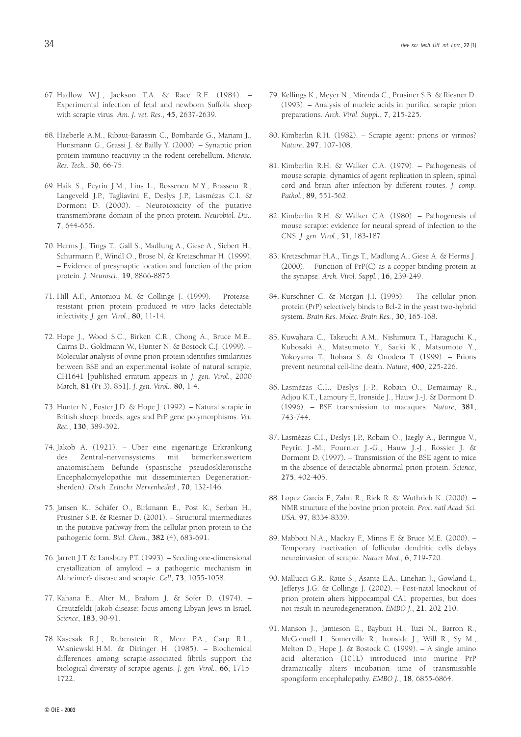67. Hadlow W.J., Jackson T.A. & Race R.E. (1984). – Experimental infection of fetal and newborn Suffolk sheep with scrapie virus. *Am. J. vet. Res.*, **45**, 2637-2639.

68. Haeberle A.M., Ribaut-Barassin C., Bombarde G., Mariani J., Hunsmann G., Grassi J. & Bailly Y. (2000). – Synaptic prion protein immuno-reactivity in the rodent cerebellum. *Microsc. Res. Tech.*, **50**, 66-75.

69. Haik S., Peyrin J.M., Lins L., Rosseneu M.Y., Brasseur R., Langeveld J.P., Tagliavini F., Deslys J.P., Lasmézas C.I. & Dormont D. (2000). – Neurotoxicity of the putative transmembrane domain of the prion protein. *Neurobiol. Dis.*, **7**, 644-656.

70. Herms J., Tings T., Gall S., Madlung A., Giese A., Siebert H., Schurmann P., Windl O., Brose N. & Kretzschmar H. (1999). – Evidence of presynaptic location and function of the prion protein. *J. Neurosci.*, **19**, 8866-8875.

71. Hill A.F., Antoniou M. & Collinge J. (1999). – Protease-resistant prion protein produced *in vitro* lacks detectable infectivity. *J. gen. Virol.*, **80**, 11-14.

72. Hope J., Wood S.C., Birkett C.R., Chong A., Bruce M.E., Cairns D., Goldmann W., Hunter N. & Bostock C.J. (1999). – Molecular analysis of ovine prion protein identifies similarities between BSE and an experimental isolate of natural scrapie, CH1641 [published erratum appears in *J. gen. Virol.*, 2000 March, **81** (Pt 3), 851]. *J. gen. Virol.*, **80**, 1-4.

73. Hunter N., Foster J.D. & Hope J. (1992). – Natural scrapie in British sheep: breeds, ages and PrP gene polymorphisms. *Vet. Rec.*, **130**, 389-392.

74. Jakob A. (1921). – Uber eine eigenartige Erkrankung des Zentral-nervensystems mit bemerkenswertem anatomischem Befunde (spastische pseudosklerotische Encephalomyelopathie mit disseminierten Degenerationsherden). *Dtsch. Zeitschr. Nervenheilkd.*, **70**, 132-146.

75. Jansen K., Schäfer O., Birkmann E., Post K., Serban H., Prusiner S.B. & Riesner D. (2001). – Structural intermediates in the putative pathway from the cellular prion protein to the pathogenic form. *Biol. Chem.*, **382** (4), 683-691.

76. Jarrett J.T. & Lansbury P.T. (1993). – Seeding one-dimensional crystallization of amyloid – a pathogenic mechanism in Alzheimer's disease and scrapie. *Cell*, **73**, 1055-1058.

77. Kahana E., Alter M., Braham J. & Sofer D. (1974). – Creutzfeldt-Jakob disease: focus among Libyan Jews in Israel. *Science*, **183**, 90-91.

78. Kascsak R.J., Rubenstein R., Merz P.A., Carp R.L., Wisniewski H.M. & Diringer H. (1985). – Biochemical differences among scrapie-associated fibrils support the biological diversity of scrapie agents. *J. gen. Virol.*, **66**, 1715-1722.

79. Kellings K., Meyer N., Mirenda C., Prusiner S.B. & Riesner D. (1993). – Analysis of nucleic acids in purified scrapie prion preparations. *Arch. Virol. Suppl.*, **7**, 215-225.

80. Kimberlin R.H. (1982). – Scrapie agent: prions or virinos? *Nature*, **297**, 107-108.

81. Kimberlin R.H. & Walker C.A. (1979). – Pathogenesis of mouse scrapie: dynamics of agent replication in spleen, spinal cord and brain after infection by different routes. *J. comp. Pathol.*, **89**, 551-562.

82. Kimberlin R.H. & Walker C.A. (1980). – Pathogenesis of mouse scrapie: evidence for neural spread of infection to the CNS. *J. gen. Virol.*, **51**, 183-187.

83. Kretzschmar H.A., Tings T., Madlung A., Giese A. & Herms J. (2000). – Function of PrP(C) as a copper-binding protein at the synapse. *Arch. Virol. Suppl.*, **16**, 239-249.

84. Kurschner C. & Morgan J.I. (1995). – The cellular prion protein (PrP) selectively binds to Bcl-2 in the yeast two-hybrid system. *Brain Res. Molec. Brain Res.*, **30**, 165-168.

85. Kuwahara C., Takeuchi A.M., Nishimura T., Haraguchi K., Kubosaki A., Matsumoto Y., Saeki K., Matsumoto Y., Yokoyama T., Itohara S. & Onodera T. (1999). – Prions prevent neuronal cell-line death. *Nature*, **400**, 225-226.

86. Lasmézas C.I., Deslys J.-P., Robain O., Demaimay R., Adjou K.T., Lamoury F., Ironside J., Hauw J.-J. & Dormont D. (1996). – BSE transmission to macaques. *Nature*, **381**, 743-744.

87. Lasmézas C.I., Deslys J.P., Robain O., Jaegly A., Beringue V., Peyrin J.-M., Fournier J.-G., Hauw J.-J., Rossier J. & Dormont D. (1997). – Transmission of the BSE agent to mice in the absence of detectable abnormal prion protein. *Science*, **275**, 402-405.

88. Lopez Garcia F., Zahn R., Riek R. & Wuthrich K. (2000). – NMR structure of the bovine prion protein. *Proc. natl Acad. Sci. USA*, **97**, 8334-8339.

89. Mabbott N.A., Mackay F., Minns F. & Bruce M.E. (2000). – Temporary inactivation of follicular dendritic cells delays neuroinvasion of scrapie. *Nature Med.*, **6**, 719-720.

90. Mallucci G.R., Ratte S., Asante E.A., Linehan J., Gowland I., Jefferys J.G. & Collinge J. (2002). – Post-natal knockout of prion protein alters hippocampal CA1 properties, but does not result in neurodegeneration. *EMBO J.*, **21**, 202-210.

91. Manson J., Jamieson E., Baybutt H., Tuzi N., Barron R., McConnell I., Somerville R., Ironside J., Will R., Sy M., Melton D., Hope J. & Bostock C. (1999). – A single amino acid alteration (101L) introduced into murine PrP dramatically alters incubation time of transmissible spongiform encephalopathy. *EMBO J.*, **18**, 6855-6864.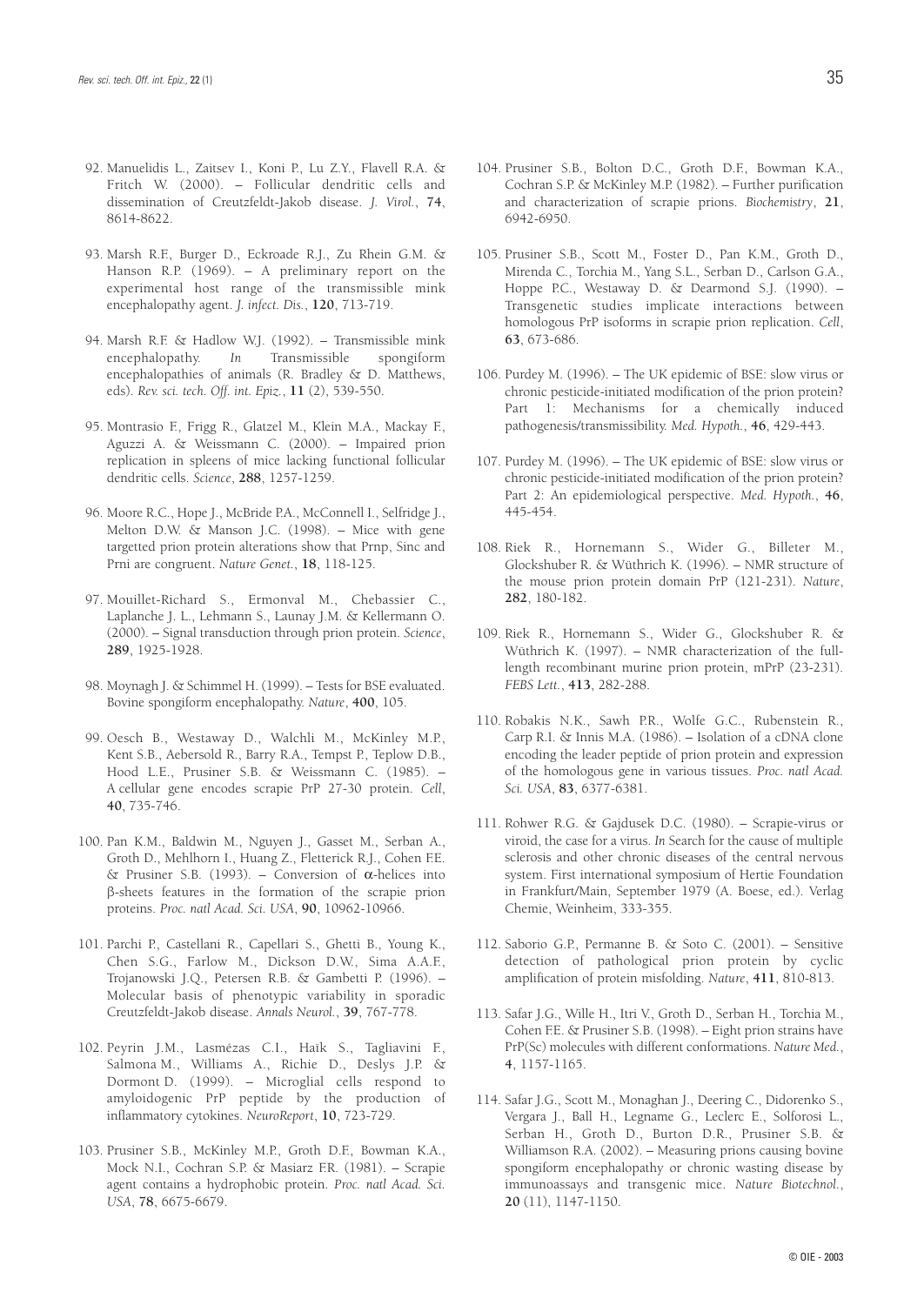92. Manuelidis L., Zaitsev I., Koni P., Lu Z.Y., Flavell R.A. & Fritch W. (2000). – Follicular dendritic cells and dissemination of Creutzfeldt-Jakob disease. *J. Virol.*, **74**, 8614-8622.

93. Marsh R.F., Burger D., Eckroade R.J., Zu Rhein G.M. & Hanson R.P. (1969). – A preliminary report on the experimental host range of the transmissible mink encephalopathy agent. *J. infect. Dis.*, **120**, 713-719.

94. Marsh R.F. & Hadlow W.J. (1992). – Transmissible mink encephalopathy. *In* Transmissible spongiform encephalopathies of animals (R. Bradley & D. Matthews, eds). *Rev. sci. tech. Off. int. Epiz.*, **11** (2), 539-550.

95. Montrasio F., Frigg R., Glatzel M., Klein M.A., Mackay F., Aguzzi A. & Weissmann C. (2000). – Impaired prion replication in spleens of mice lacking functional follicular dendritic cells. *Science*, **288**, 1257-1259.

96. Moore R.C., Hope J., McBride P.A., McConnell I., Selfridge J., Melton D.W. & Manson J.C. (1998). – Mice with gene targetted prion protein alterations show that Prnp, Sinc and Prni are congruent. *Nature Genet.*, **18**, 118-125.

97. Mouillet-Richard S., Ermonval M., Chebassier C., Laplanche J. L., Lehmann S., Launay J.M. & Kellermann O. (2000). – Signal transduction through prion protein. *Science*, **289**, 1925-1928.

98. Moynagh J. & Schimmel H. (1999). – Tests for BSE evaluated. Bovine spongiform encephalopathy. *Nature*, **400**, 105.

99. Oesch B., Westaway D., Walchli M., McKinley M.P., Kent S.B., Aebersold R., Barry R.A., Tempst P., Teplow D.B., Hood L.E., Prusiner S.B. & Weissmann C. (1985). – A cellular gene encodes scrapie PrP 27-30 protein. *Cell*, **40**, 735-746.

100. Pan K.M., Baldwin M., Nguyen J., Gasset M., Serban A., Groth D., Mehlhorn I., Huang Z., Fletterick R.J., Cohen F.E. & Prusiner S.B. (1993). – Conversion of α-helices into β-sheets features in the formation of the scrapie prion proteins. *Proc. natl Acad. Sci. USA*, **90**, 10962-10966.

101. Parchi P., Castellani R., Capellari S., Ghetti B., Young K., Chen S.G., Farlow M., Dickson D.W., Sima A.A.F., Trojanowski J.Q., Petersen R.B. & Gambetti P. (1996). – Molecular basis of phenotypic variability in sporadic Creutzfeldt-Jakob disease. *Annals Neurol.*, **39**, 767-778.

102. Peyrin J.M., Lasmézas C.I., Haïk S., Tagliavini F., Salmona M., Williams A., Richie D., Deslys J.P. & Dormont D. (1999). – Microglial cells respond to amyloidogenic PrP peptide by the production of inflammatory cytokines. *NeuroReport*, **10**, 723-729.

103. Prusiner S.B., McKinley M.P., Groth D.F., Bowman K.A., Mock N.I., Cochran S.P. & Masiarz F.R. (1981). – Scrapie agent contains a hydrophobic protein. *Proc. natl Acad. Sci. USA*, **78**, 6675-6679.

104. Prusiner S.B., Bolton D.C., Groth D.F., Bowman K.A., Cochran S.P. & McKinley M.P. (1982). – Further purification and characterization of scrapie prions. *Biochemistry*, **21**, 6942-6950.

105. Prusiner S.B., Scott M., Foster D., Pan K.M., Groth D., Mirenda C., Torchia M., Yang S.L., Serban D., Carlson G.A., Hoppe P.C., Westaway D. & Dearmond S.J. (1990). – Transgenetic studies implicate interactions between homologous PrP isoforms in scrapie prion replication. *Cell*, **63**, 673-686.

106. Purdey M. (1996). – The UK epidemic of BSE: slow virus or chronic pesticide-initiated modification of the prion protein? Part 1: Mechanisms for a chemically induced pathogenesis/transmissibility. *Med. Hypoth.*, **46**, 429-443.

107. Purdey M. (1996). – The UK epidemic of BSE: slow virus or chronic pesticide-initiated modification of the prion protein? Part 2: An epidemiological perspective. *Med. Hypoth.*, **46**, 445-454.

108. Riek R., Hornemann S., Wider G., Billeter M., Glockshuber R. & Wüthrich K. (1996). – NMR structure of the mouse prion protein domain PrP (121-231). *Nature*, **282**, 180-182.

109. Riek R., Hornemann S., Wider G., Glockshuber R. & Wüthrich K. (1997). – NMR characterization of the full-length recombinant murine prion protein, mPrP (23-231). *FEBS Lett.*, **413**, 282-288.

110. Robakis N.K., Sawh P.R., Wolfe G.C., Rubenstein R., Carp R.I. & Innis M.A. (1986). – Isolation of a cDNA clone encoding the leader peptide of prion protein and expression of the homologous gene in various tissues. *Proc. natl Acad. Sci. USA*, **83**, 6377-6381.

111. Rohwer R.G. & Gajdusek D.C. (1980). – Scrapie-virus or viroid, the case for a virus. *In* Search for the cause of multiple sclerosis and other chronic diseases of the central nervous system. First international symposium of Hertie Foundation in Frankfurt/Main, September 1979 (A. Boese, ed.). Verlag Chemie, Weinheim, 333-355.

112. Saborio G.P., Permanne B. & Soto C. (2001). – Sensitive detection of pathological prion protein by cyclic amplification of protein misfolding. *Nature*, **411**, 810-813.

113. Safar J.G., Wille H., Itri V., Groth D., Serban H., Torchia M., Cohen F.E. & Prusiner S.B. (1998). – Eight prion strains have PrP(Sc) molecules with different conformations. *Nature Med.*, **4**, 1157-1165.

114. Safar J.G., Scott M., Monaghan J., Deering C., Didorenko S., Vergara J., Ball H., Legname G., Leclerc E., Solforosi L., Serban H., Groth D., Burton D.R., Prusiner S.B. & Williamson R.A. (2002). – Measuring prions causing bovine spongiform encephalopathy or chronic wasting disease by immunoassays and transgenic mice. *Nature Biotechnol.*, **20** (11), 1147-1150.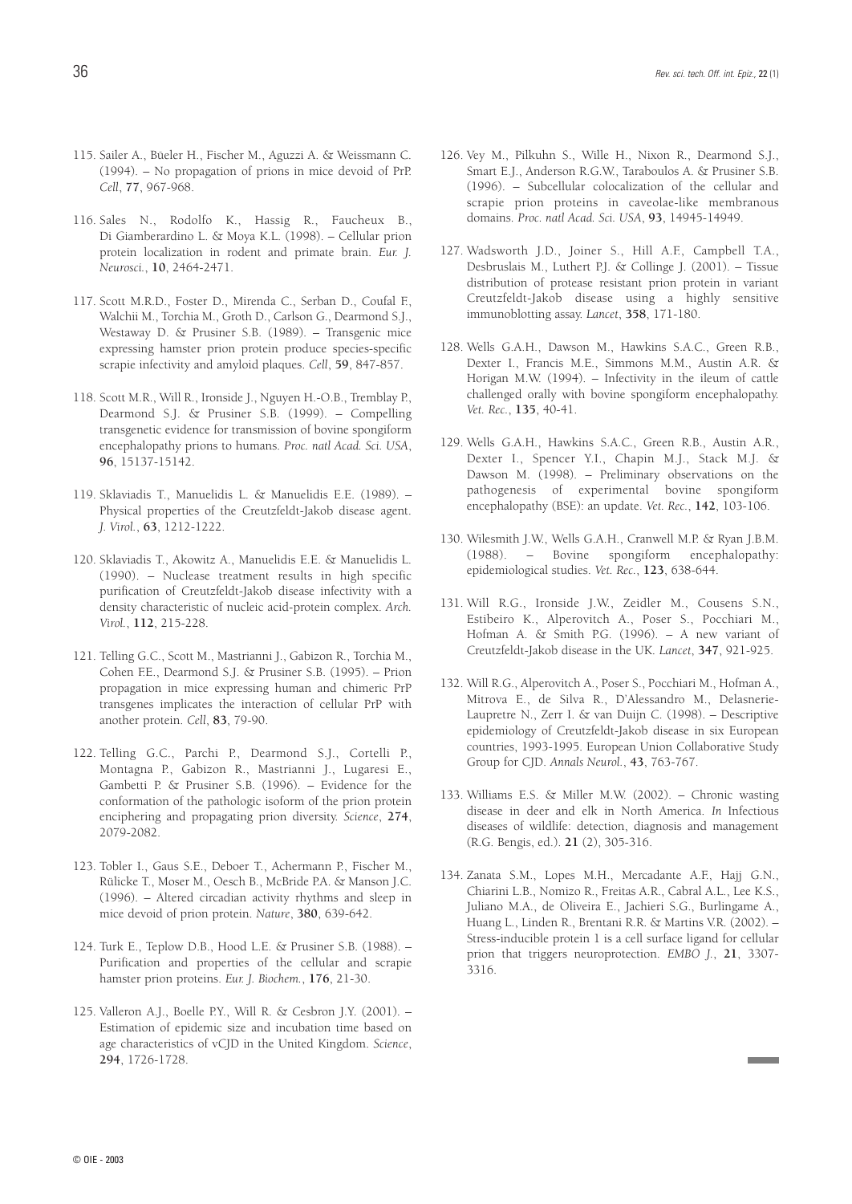115. Sailer A., Büeler H., Fischer M., Aguzzi A. & Weissmann C. (1994). – No propagation of prions in mice devoid of PrP. *Cell*, **77**, 967-968.

116. Sales N., Rodolfo K., Hassig R., Faucheux B., Di Giamberardino L. & Moya K.L. (1998). – Cellular prion protein localization in rodent and primate brain. *Eur. J. Neurosci.*, **10**, 2464-2471.

117. Scott M.R.D., Foster D., Mirenda C., Serban D., Coufal F., Walchii M., Torchia M., Groth D., Carlson G., Dearmond S.J., Westaway D. & Prusiner S.B. (1989). – Transgenic mice expressing hamster prion protein produce species-specific scrapie infectivity and amyloid plaques. *Cell*, **59**, 847-857.

118. Scott M.R., Will R., Ironside J., Nguyen H.-O.B., Tremblay P., Dearmond S.J. & Prusiner S.B. (1999). – Compelling transgenetic evidence for transmission of bovine spongiform encephalopathy prions to humans. *Proc. natl Acad. Sci. USA*, **96**, 15137-15142.

119. Sklaviadis T., Manuelidis L. & Manuelidis E.E. (1989). – Physical properties of the Creutzfeldt-Jakob disease agent. *J. Virol.*, **63**, 1212-1222.

120. Sklaviadis T., Akowitz A., Manuelidis E.E. & Manuelidis L. (1990). – Nuclease treatment results in high specific purification of Creutzfeldt-Jakob disease infectivity with a density characteristic of nucleic acid-protein complex. *Arch. Virol.*, **112**, 215-228.

121. Telling G.C., Scott M., Mastrianni J., Gabizon R., Torchia M., Cohen F.E., Dearmond S.J. & Prusiner S.B. (1995). – Prion propagation in mice expressing human and chimeric PrP transgenes implicates the interaction of cellular PrP with another protein. *Cell*, **83**, 79-90.

122. Telling G.C., Parchi P., Dearmond S.J., Cortelli P., Montagna P., Gabizon R., Mastrianni J., Lugaresi E., Gambetti P. & Prusiner S.B. (1996). – Evidence for the conformation of the pathologic isoform of the prion protein enciphering and propagating prion diversity. *Science*, **274**, 2079-2082.

123. Tobler I., Gaus S.E., Deboer T., Achermann P., Fischer M., Rülicke T., Moser M., Oesch B., McBride P.A. & Manson J.C. (1996). – Altered circadian activity rhythms and sleep in mice devoid of prion protein. *Nature*, **380**, 639-642.

124. Turk E., Teplow D.B., Hood L.E. & Prusiner S.B. (1988). – Purification and properties of the cellular and scrapie hamster prion proteins. *Eur. J. Biochem.*, **176**, 21-30.

125. Valleron A.J., Boelle P.Y., Will R. & Cesbron J.Y. (2001). – Estimation of epidemic size and incubation time based on age characteristics of vCJD in the United Kingdom. *Science*, **294**, 1726-1728.

126. Vey M., Pilkuhn S., Wille H., Nixon R., Dearmond S.J., Smart E.J., Anderson R.G.W., Taraboulos A. & Prusiner S.B. (1996). – Subcellular colocalization of the cellular and scrapie prion proteins in caveolae-like membranous domains. *Proc. natl Acad. Sci. USA*, **93**, 14945-14949.

127. Wadsworth J.D., Joiner S., Hill A.F., Campbell T.A., Desbruslais M., Luthert P.J. & Collinge J. (2001). – Tissue distribution of protease resistant prion protein in variant Creutzfeldt-Jakob disease using a highly sensitive immunoblotting assay. *Lancet*, **358**, 171-180.

128. Wells G.A.H., Dawson M., Hawkins S.A.C., Green R.B., Dexter I., Francis M.E., Simmons M.M., Austin A.R. & Horigan M.W. (1994). – Infectivity in the ileum of cattle challenged orally with bovine spongiform encephalopathy. *Vet. Rec.*, **135**, 40-41.

129. Wells G.A.H., Hawkins S.A.C., Green R.B., Austin A.R., Dexter I., Spencer Y.I., Chapin M.J., Stack M.J. & Dawson M. (1998). – Preliminary observations on the pathogenesis of experimental bovine spongiform encephalopathy (BSE): an update. *Vet. Rec.*, **142**, 103-106.

130. Wilesmith J.W., Wells G.A.H., Cranwell M.P. & Ryan J.B.M. (1988). – Bovine spongiform encephalopathy: epidemiological studies. *Vet. Rec.*, **123**, 638-644.

131. Will R.G., Ironside J.W., Zeidler M., Cousens S.N., Estibeiro K., Alperovitch A., Poser S., Pocchiari M., Hofman A. & Smith P.G. (1996). – A new variant of Creutzfeldt-Jakob disease in the UK. *Lancet*, **347**, 921-925.

132. Will R.G., Alperovitch A., Poser S., Pocchiari M., Hofman A., Mitrova E., de Silva R., D'Alessandro M., Delasnerie-Laupretre N., Zerr I. & van Duijn C. (1998). – Descriptive epidemiology of Creutzfeldt-Jakob disease in six European countries, 1993-1995. European Union Collaborative Study Group for CJD. *Annals Neurol.*, **43**, 763-767.

133. Williams E.S. & Miller M.W. (2002). – Chronic wasting disease in deer and elk in North America. *In* Infectious diseases of wildlife: detection, diagnosis and management (R.G. Bengis, ed.). **21** (2), 305-316.

134. Zanata S.M., Lopes M.H., Mercadante A.F., Hajj G.N., Chiarini L.B., Nomizo R., Freitas A.R., Cabral A.L., Lee K.S., Juliano M.A., de Oliveira E., Jachieri S.G., Burlingame A., Huang L., Linden R., Brentani R.R. & Martins V.R. (2002). – Stress-inducible protein 1 is a cell surface ligand for cellular prion that triggers neuroprotection. *EMBO J.*, **21**, 3307-3316.